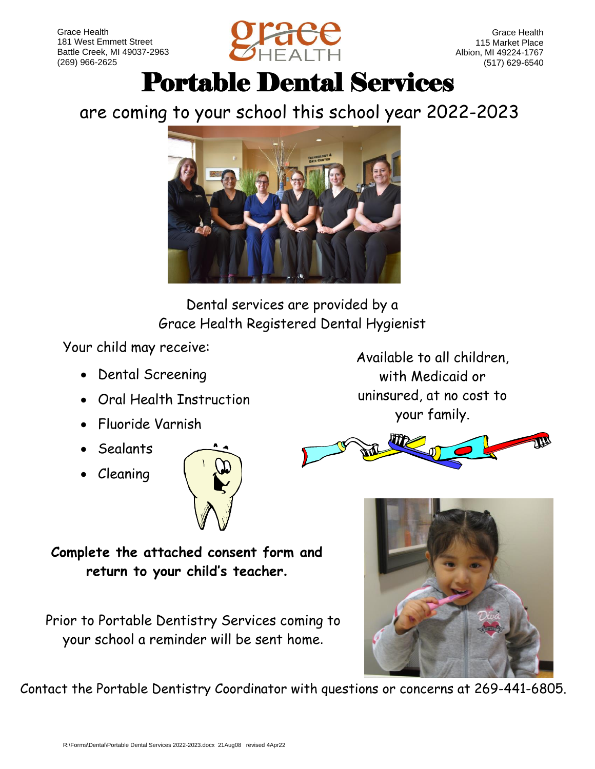Grace Health
181 West Emmett Street
Battle Creek, MI 49037-2963
(269) 966-2625

Grace Health
115 Market Place
Albion, MI 49224-1767
(517) 629-6540

# Portable Dental Services

## are coming to your school this school year 2022-2023

Dental services are provided by a
Grace Health Registered Dental Hygienist

Your child may receive:

- Dental Screening
- Oral Health Instruction
- Fluoride Varnish
- Sealants
- Cleaning

Available to all children, with Medicaid or uninsured, at no cost to your family.

**Complete the attached consent form and return to your child's teacher.**

Prior to Portable Dentistry Services coming to your school a reminder will be sent home.

Contact the Portable Dentistry Coordinator with questions or concerns at 269-441-6805.

R:\Forms\Dental\Portable Dental Services 2022-2023.docx 21Aug08 revised 4Apr22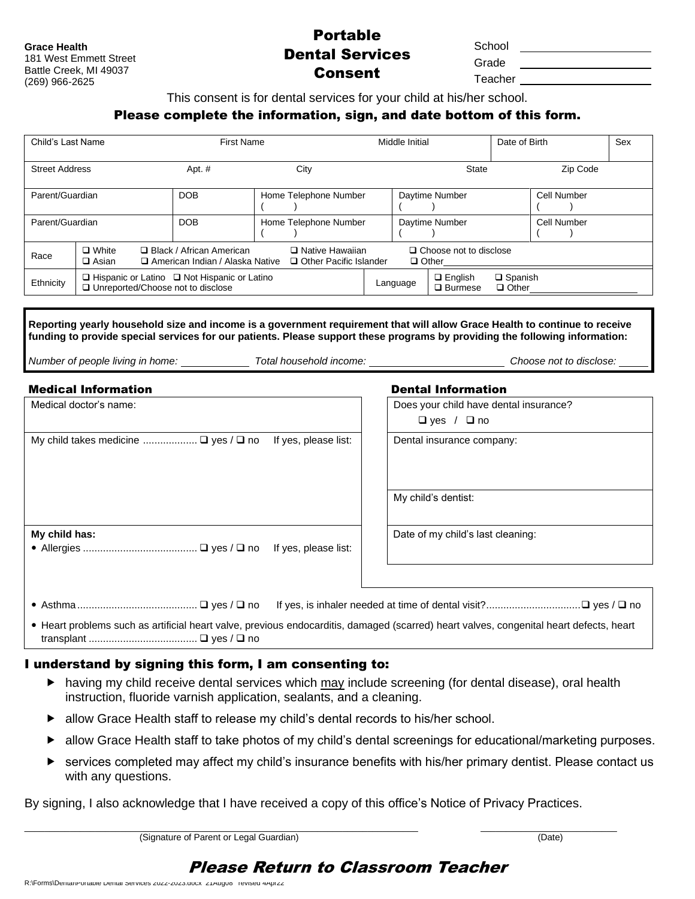**Grace Health**
181 West Emmett Street
Battle Creek, MI 49037
(269) 966-2625

# Portable Dental Services Consent

School ____________________
Grade ____________________
Teacher ____________________

This consent is for dental services for your child at his/her school.

## Please complete the information, sign, and date bottom of this form.

| Child's Last Name | First Name | Middle Initial | Date of Birth | Sex |
|---|---|---|---|---|
| | | | | |

| Street Address | Apt. # | City | State | Zip Code |
|---|---|---|---|---|
| | | | | |

| Parent/Guardian | DOB | Home Telephone Number | Daytime Number | Cell Number |
|---|---|---|---|---|
| | | ( ) | ( ) | ( ) |
| Parent/Guardian | DOB | Home Telephone Number | Daytime Number | Cell Number |
| | | ( ) | ( ) | ( ) |

| Race | ❑ White ❑ Asian | ❑ Black / African American ❑ American Indian / Alaska Native | ❑ Native Hawaiian ❑ Other Pacific Islander | ❑ Choose not to disclose ❑ Other____________ |
|---|---|---|---|---|

| Ethnicity | ❑ Hispanic or Latino ❑ Not Hispanic or Latino ❑ Unreported/Choose not to disclose | Language | ❑ English ❑ Burmese | ❑ Spanish ❑ Other____________ |
|---|---|---|---|---|

**Reporting yearly household size and income is a government requirement that will allow Grace Health to continue to receive funding to provide special services for our patients. Please support these programs by providing the following information:**

*Number of people living in home:* __________ *Total household income:* ____________________ *Choose not to disclose:* _____

## Medical Information

Medical doctor's name:

My child takes medicine .................. ❑ yes / ❑ no If yes, please list:

**My child has:**

- Allergies ........................................ ❑ yes / ❑ no If yes, please list:
- Asthma.......................................... ❑ yes / ❑ no If yes, is inhaler needed at time of dental visit?................................❑ yes / ❑ no
- Heart problems such as artificial heart valve, previous endocarditis, damaged (scarred) heart valves, congenital heart defects, heart transplant ..................................... ❑ yes / ❑ no

## Dental Information

Does your child have dental insurance?
❑ yes / ❑ no

Dental insurance company:

My child's dentist:

Date of my child's last cleaning:

## I understand by signing this form, I am consenting to:

- having my child receive dental services which may include screening (for dental disease), oral health instruction, fluoride varnish application, sealants, and a cleaning.
- allow Grace Health staff to release my child's dental records to his/her school.
- allow Grace Health staff to take photos of my child's dental screenings for educational/marketing purposes.
- services completed may affect my child's insurance benefits with his/her primary dentist. Please contact us with any questions.

By signing, I also acknowledge that I have received a copy of this office's Notice of Privacy Practices.

______________________________________________ (Signature of Parent or Legal Guardian)

____________________ (Date)

## *Please Return to Classroom Teacher*

R:\Forms\Dental\Portable Dental Services 2022-2023.docx 21Aug08 revised 4Apr22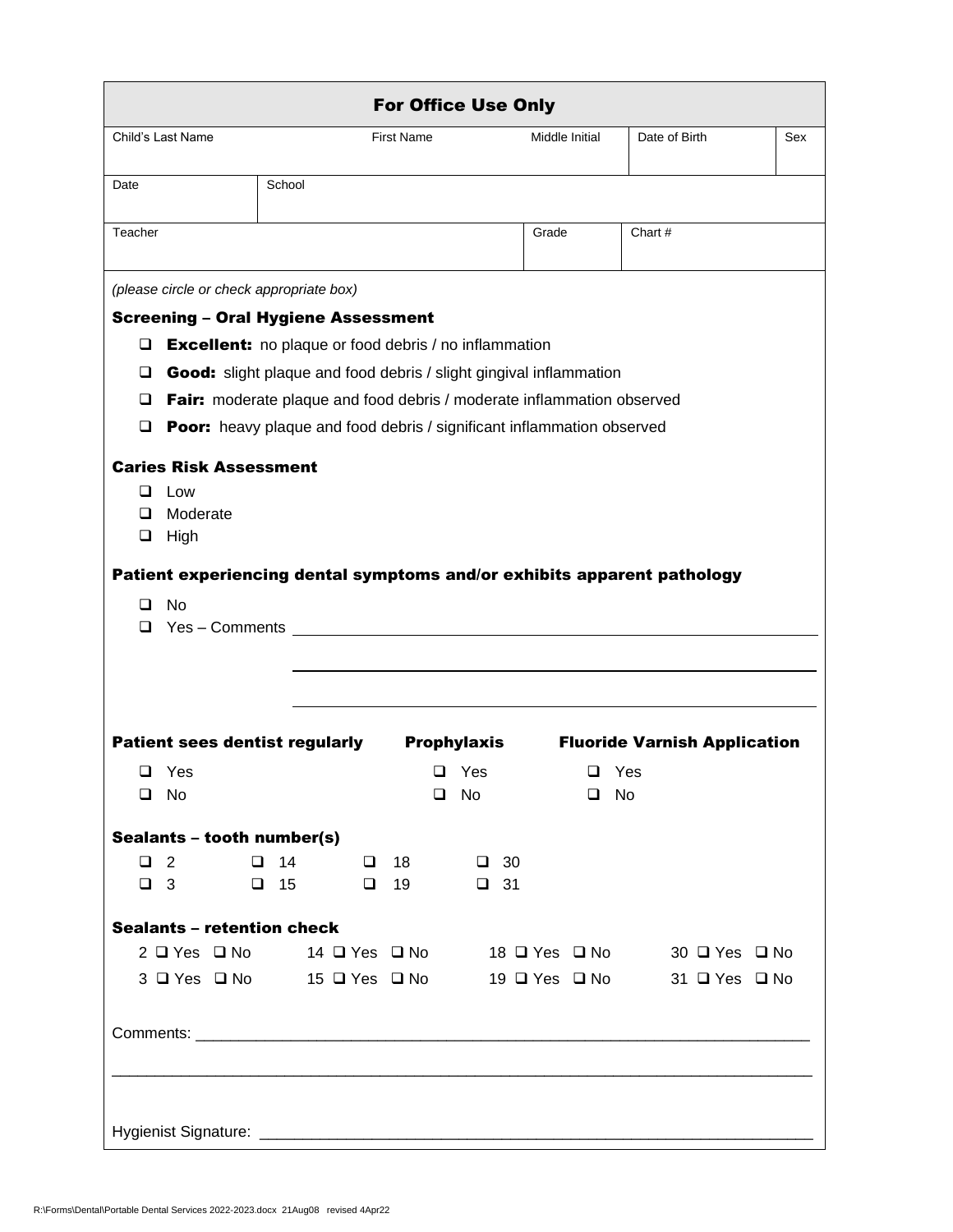## For Office Use Only

| Child's Last Name | First Name | Middle Initial | Date of Birth | Sex |
|---|---|---|---|---|
| | | | | |

| Date | School |
|---|---|
| | |

| Teacher | Grade | Chart # |
|---|---|---|
| | | |

*(please circle or check appropriate box)*

### Screening – Oral Hygiene Assessment

- ❑ **Excellent:** no plaque or food debris / no inflammation
- ❑ **Good:** slight plaque and food debris / slight gingival inflammation
- ❑ **Fair:** moderate plaque and food debris / moderate inflammation observed
- ❑ **Poor:** heavy plaque and food debris / significant inflammation observed

### Caries Risk Assessment

- ❑ Low
- ❑ Moderate
- ❑ High

### Patient experiencing dental symptoms and/or exhibits apparent pathology

- ❑ No
- ❑ Yes – Comments ______________________________________________

______________________________________________

______________________________________________

| Patient sees dentist regularly | Prophylaxis | Fluoride Varnish Application |
|---|---|---|
| ❑ Yes | ❑ Yes | ❑ Yes |
| ❑ No | ❑ No | ❑ No |

### Sealants – tooth number(s)

| | | | |
|---|---|---|---|
| ❑ 2 | ❑ 14 | ❑ 18 | ❑ 30 |
| ❑ 3 | ❑ 15 | ❑ 19 | ❑ 31 |

### Sealants – retention check

| | | | |
|---|---|---|---|
| 2 ❑ Yes ❑ No | 14 ❑ Yes ❑ No | 18 ❑ Yes ❑ No | 30 ❑ Yes ❑ No |
| 3 ❑ Yes ❑ No | 15 ❑ Yes ❑ No | 19 ❑ Yes ❑ No | 31 ❑ Yes ❑ No |

Comments: ______________________________________________

______________________________________________

Hygienist Signature: ______________________________________________

R:\Forms\Dental\Portable Dental Services 2022-2023.docx 21Aug08 revised 4Apr22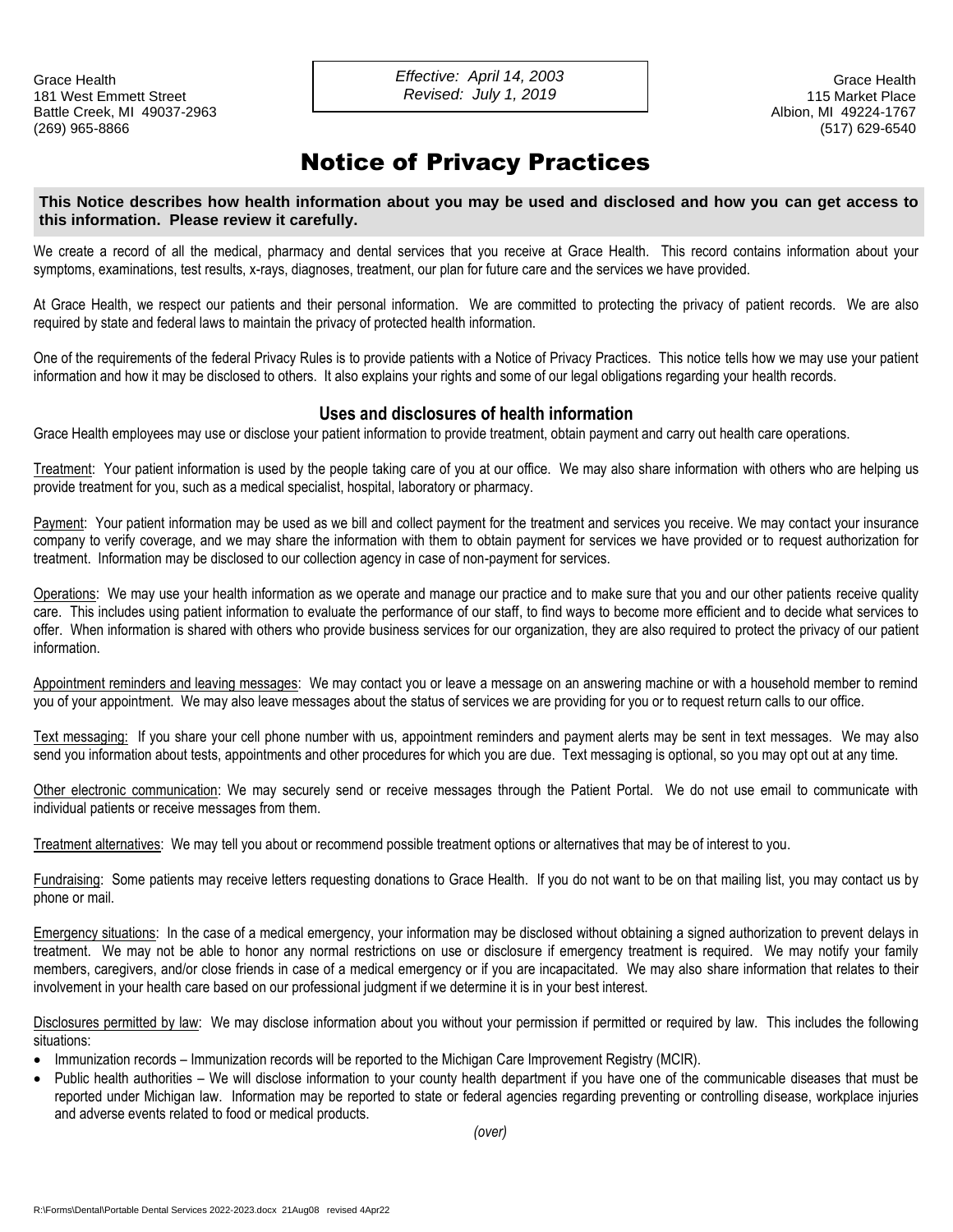Grace Health
181 West Emmett Street
Battle Creek, MI 49037-2963
(269) 965-8866

*Effective: April 14, 2003*
*Revised: July 1, 2019*

Grace Health
115 Market Place
Albion, MI 49224-1767
(517) 629-6540

# Notice of Privacy Practices

**This Notice describes how health information about you may be used and disclosed and how you can get access to this information. Please review it carefully.**

We create a record of all the medical, pharmacy and dental services that you receive at Grace Health. This record contains information about your symptoms, examinations, test results, x-rays, diagnoses, treatment, our plan for future care and the services we have provided.

At Grace Health, we respect our patients and their personal information. We are committed to protecting the privacy of patient records. We are also required by state and federal laws to maintain the privacy of protected health information.

One of the requirements of the federal Privacy Rules is to provide patients with a Notice of Privacy Practices. This notice tells how we may use your patient information and how it may be disclosed to others. It also explains your rights and some of our legal obligations regarding your health records.

## Uses and disclosures of health information

Grace Health employees may use or disclose your patient information to provide treatment, obtain payment and carry out health care operations.

Treatment: Your patient information is used by the people taking care of you at our office. We may also share information with others who are helping us provide treatment for you, such as a medical specialist, hospital, laboratory or pharmacy.

Payment: Your patient information may be used as we bill and collect payment for the treatment and services you receive. We may contact your insurance company to verify coverage, and we may share the information with them to obtain payment for services we have provided or to request authorization for treatment. Information may be disclosed to our collection agency in case of non-payment for services.

Operations: We may use your health information as we operate and manage our practice and to make sure that you and our other patients receive quality care. This includes using patient information to evaluate the performance of our staff, to find ways to become more efficient and to decide what services to offer. When information is shared with others who provide business services for our organization, they are also required to protect the privacy of our patient information.

Appointment reminders and leaving messages: We may contact you or leave a message on an answering machine or with a household member to remind you of your appointment. We may also leave messages about the status of services we are providing for you or to request return calls to our office.

Text messaging: If you share your cell phone number with us, appointment reminders and payment alerts may be sent in text messages. We may also send you information about tests, appointments and other procedures for which you are due. Text messaging is optional, so you may opt out at any time.

Other electronic communication: We may securely send or receive messages through the Patient Portal. We do not use email to communicate with individual patients or receive messages from them.

Treatment alternatives: We may tell you about or recommend possible treatment options or alternatives that may be of interest to you.

Fundraising: Some patients may receive letters requesting donations to Grace Health. If you do not want to be on that mailing list, you may contact us by phone or mail.

Emergency situations: In the case of a medical emergency, your information may be disclosed without obtaining a signed authorization to prevent delays in treatment. We may not be able to honor any normal restrictions on use or disclosure if emergency treatment is required. We may notify your family members, caregivers, and/or close friends in case of a medical emergency or if you are incapacitated. We may also share information that relates to their involvement in your health care based on our professional judgment if we determine it is in your best interest.

Disclosures permitted by law: We may disclose information about you without your permission if permitted or required by law. This includes the following situations:

- Immunization records – Immunization records will be reported to the Michigan Care Improvement Registry (MCIR).
- Public health authorities – We will disclose information to your county health department if you have one of the communicable diseases that must be reported under Michigan law. Information may be reported to state or federal agencies regarding preventing or controlling disease, workplace injuries and adverse events related to food or medical products.

*(over)*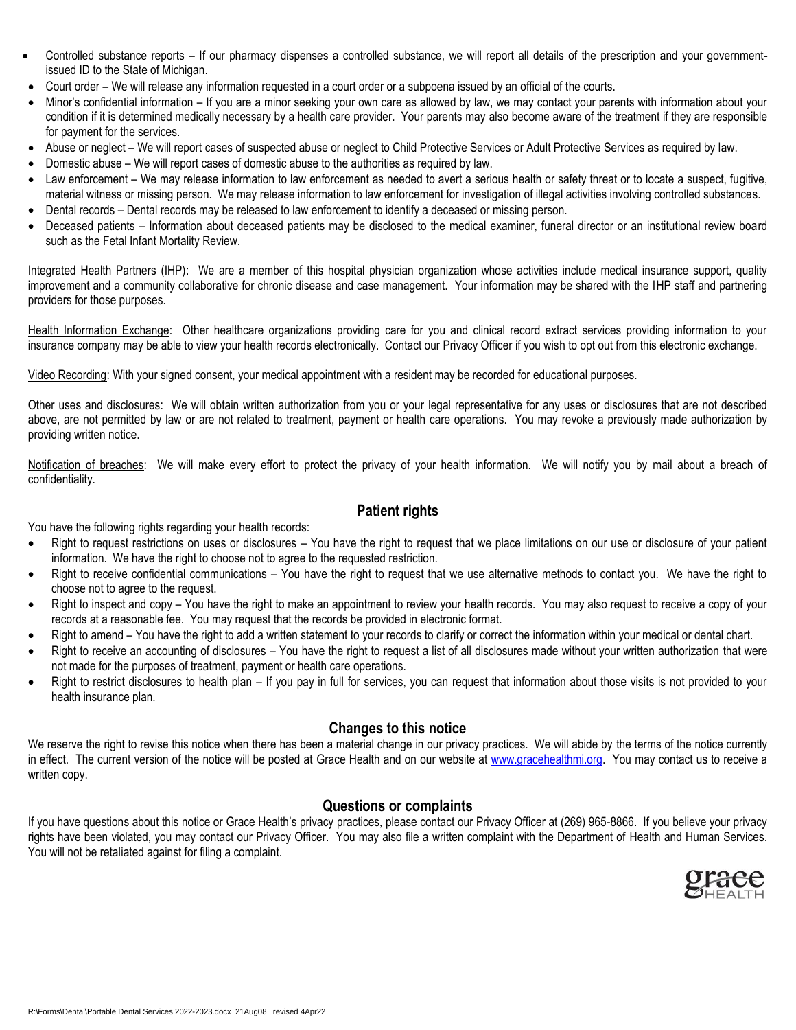- Controlled substance reports – If our pharmacy dispenses a controlled substance, we will report all details of the prescription and your government-issued ID to the State of Michigan.
- Court order – We will release any information requested in a court order or a subpoena issued by an official of the courts.
- Minor's confidential information – If you are a minor seeking your own care as allowed by law, we may contact your parents with information about your condition if it is determined medically necessary by a health care provider. Your parents may also become aware of the treatment if they are responsible for payment for the services.
- Abuse or neglect – We will report cases of suspected abuse or neglect to Child Protective Services or Adult Protective Services as required by law.
- Domestic abuse – We will report cases of domestic abuse to the authorities as required by law.
- Law enforcement – We may release information to law enforcement as needed to avert a serious health or safety threat or to locate a suspect, fugitive, material witness or missing person. We may release information to law enforcement for investigation of illegal activities involving controlled substances.
- Dental records – Dental records may be released to law enforcement to identify a deceased or missing person.
- Deceased patients – Information about deceased patients may be disclosed to the medical examiner, funeral director or an institutional review board such as the Fetal Infant Mortality Review.

Integrated Health Partners (IHP): We are a member of this hospital physician organization whose activities include medical insurance support, quality improvement and a community collaborative for chronic disease and case management. Your information may be shared with the IHP staff and partnering providers for those purposes.

Health Information Exchange: Other healthcare organizations providing care for you and clinical record extract services providing information to your insurance company may be able to view your health records electronically. Contact our Privacy Officer if you wish to opt out from this electronic exchange.

Video Recording: With your signed consent, your medical appointment with a resident may be recorded for educational purposes.

Other uses and disclosures: We will obtain written authorization from you or your legal representative for any uses or disclosures that are not described above, are not permitted by law or are not related to treatment, payment or health care operations. You may revoke a previously made authorization by providing written notice.

Notification of breaches: We will make every effort to protect the privacy of your health information. We will notify you by mail about a breach of confidentiality.

## Patient rights

You have the following rights regarding your health records:

- Right to request restrictions on uses or disclosures – You have the right to request that we place limitations on our use or disclosure of your patient information. We have the right to choose not to agree to the requested restriction.
- Right to receive confidential communications – You have the right to request that we use alternative methods to contact you. We have the right to choose not to agree to the request.
- Right to inspect and copy – You have the right to make an appointment to review your health records. You may also request to receive a copy of your records at a reasonable fee. You may request that the records be provided in electronic format.
- Right to amend – You have the right to add a written statement to your records to clarify or correct the information within your medical or dental chart.
- Right to receive an accounting of disclosures – You have the right to request a list of all disclosures made without your written authorization that were not made for the purposes of treatment, payment or health care operations.
- Right to restrict disclosures to health plan – If you pay in full for services, you can request that information about those visits is not provided to your health insurance plan.

## Changes to this notice

We reserve the right to revise this notice when there has been a material change in our privacy practices. We will abide by the terms of the notice currently in effect. The current version of the notice will be posted at Grace Health and on our website at www.gracehealthmi.org. You may contact us to receive a written copy.

## Questions or complaints

If you have questions about this notice or Grace Health's privacy practices, please contact our Privacy Officer at (269) 965-8866. If you believe your privacy rights have been violated, you may contact our Privacy Officer. You may also file a written complaint with the Department of Health and Human Services. You will not be retaliated against for filing a complaint.

grace HEALTH

R:\Forms\Dental\Portable Dental Services 2022-2023.docx 21Aug08 revised 4Apr22